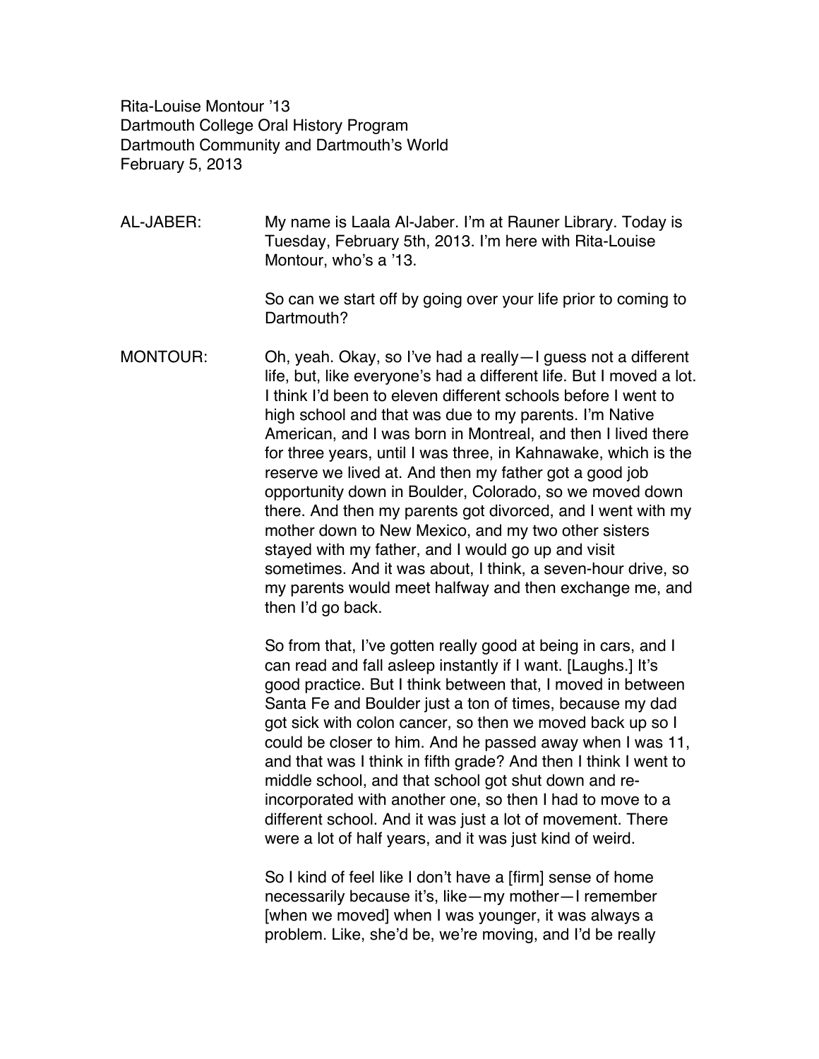Rita-Louise Montour '13
Dartmouth College Oral History Program
Dartmouth Community and Dartmouth's World
February 5, 2013

AL-JABER: My name is Laala Al-Jaber. I'm at Rauner Library. Today is Tuesday, February 5th, 2013. I'm here with Rita-Louise Montour, who's a '13.

So can we start off by going over your life prior to coming to Dartmouth?

MONTOUR: Oh, yeah. Okay, so I've had a really—I guess not a different life, but, like everyone's had a different life. But I moved a lot. I think I'd been to eleven different schools before I went to high school and that was due to my parents. I'm Native American, and I was born in Montreal, and then I lived there for three years, until I was three, in Kahnawake, which is the reserve we lived at. And then my father got a good job opportunity down in Boulder, Colorado, so we moved down there. And then my parents got divorced, and I went with my mother down to New Mexico, and my two other sisters stayed with my father, and I would go up and visit sometimes. And it was about, I think, a seven-hour drive, so my parents would meet halfway and then exchange me, and then I'd go back.

So from that, I've gotten really good at being in cars, and I can read and fall asleep instantly if I want. [Laughs.] It's good practice. But I think between that, I moved in between Santa Fe and Boulder just a ton of times, because my dad got sick with colon cancer, so then we moved back up so I could be closer to him. And he passed away when I was 11, and that was I think in fifth grade? And then I think I went to middle school, and that school got shut down and re-incorporated with another one, so then I had to move to a different school. And it was just a lot of movement. There were a lot of half years, and it was just kind of weird.

So I kind of feel like I don't have a [firm] sense of home necessarily because it's, like—my mother—I remember [when we moved] when I was younger, it was always a problem. Like, she'd be, we're moving, and I'd be really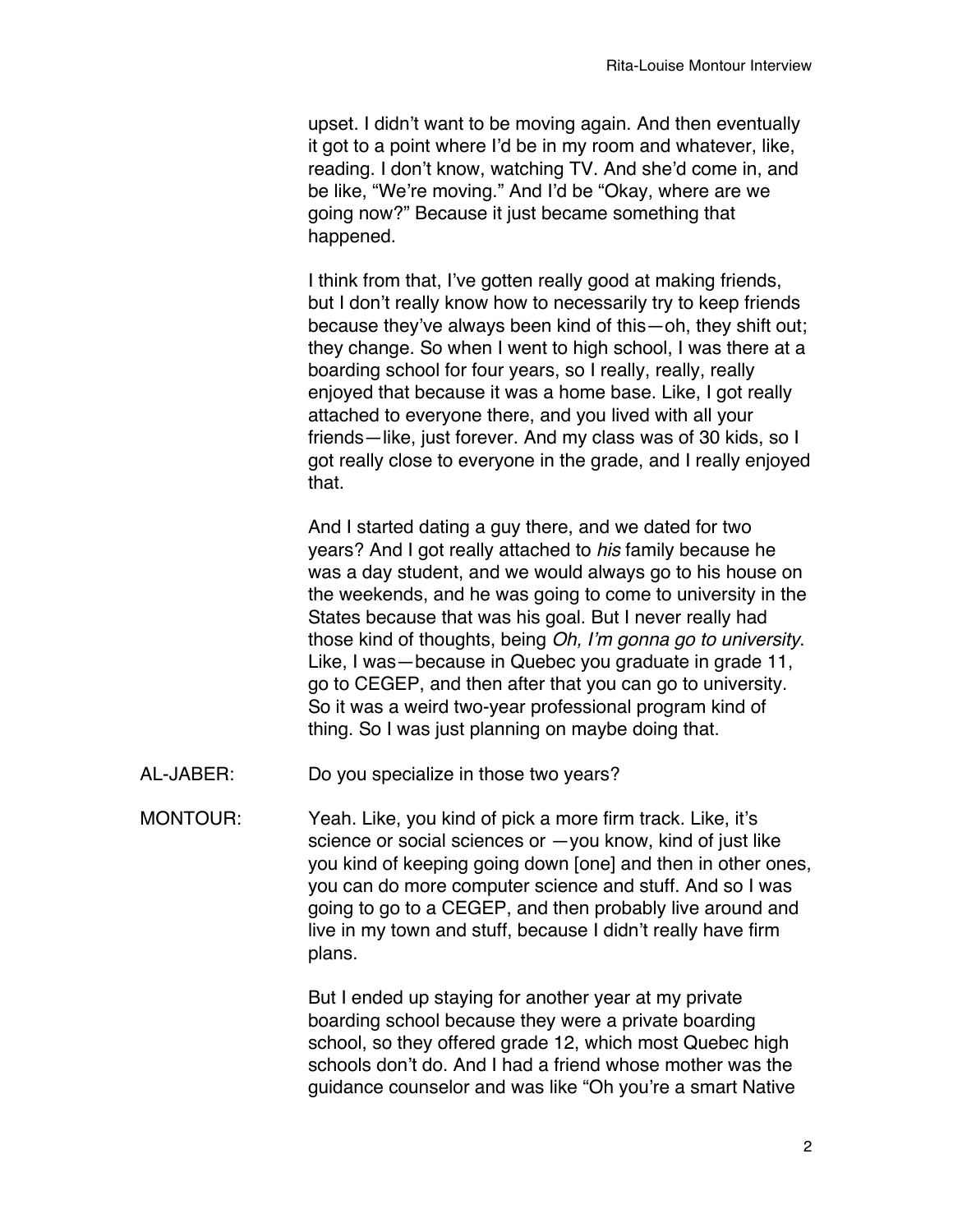upset. I didn't want to be moving again. And then eventually it got to a point where I'd be in my room and whatever, like, reading. I don't know, watching TV. And she'd come in, and be like, "We're moving." And I'd be "Okay, where are we going now?" Because it just became something that happened.

I think from that, I've gotten really good at making friends, but I don't really know how to necessarily try to keep friends because they've always been kind of this—oh, they shift out; they change. So when I went to high school, I was there at a boarding school for four years, so I really, really, really enjoyed that because it was a home base. Like, I got really attached to everyone there, and you lived with all your friends—like, just forever. And my class was of 30 kids, so I got really close to everyone in the grade, and I really enjoyed that.

And I started dating a guy there, and we dated for two years? And I got really attached to *his* family because he was a day student, and we would always go to his house on the weekends, and he was going to come to university in the States because that was his goal. But I never really had those kind of thoughts, being *Oh, I'm gonna go to university*. Like, I was—because in Quebec you graduate in grade 11, go to CEGEP, and then after that you can go to university. So it was a weird two-year professional program kind of thing. So I was just planning on maybe doing that.

AL-JABER: Do you specialize in those two years?

MONTOUR: Yeah. Like, you kind of pick a more firm track. Like, it's science or social sciences or —you know, kind of just like you kind of keeping going down [one] and then in other ones, you can do more computer science and stuff. And so I was going to go to a CEGEP, and then probably live around and live in my town and stuff, because I didn't really have firm plans.

But I ended up staying for another year at my private boarding school because they were a private boarding school, so they offered grade 12, which most Quebec high schools don't do. And I had a friend whose mother was the guidance counselor and was like "Oh you're a smart Native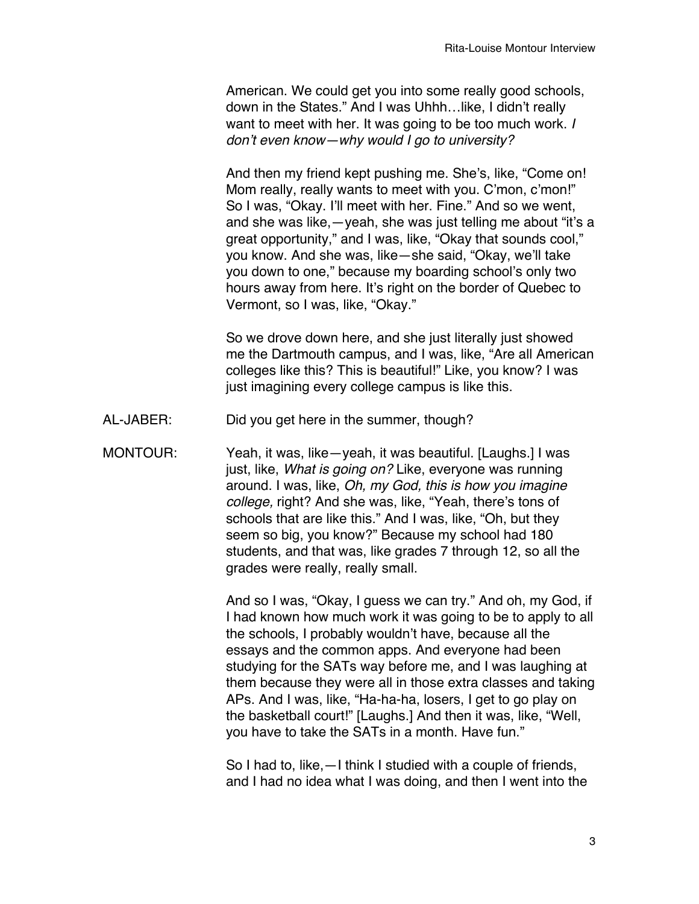American. We could get you into some really good schools, down in the States." And I was Uhhh…like, I didn't really want to meet with her. It was going to be too much work. *I don't even know—why would I go to university?*

And then my friend kept pushing me. She's, like, "Come on! Mom really, really wants to meet with you. C'mon, c'mon!" So I was, "Okay. I'll meet with her. Fine." And so we went, and she was like,—yeah, she was just telling me about "it's a great opportunity," and I was, like, "Okay that sounds cool," you know. And she was, like—she said, "Okay, we'll take you down to one," because my boarding school's only two hours away from here. It's right on the border of Quebec to Vermont, so I was, like, "Okay."

So we drove down here, and she just literally just showed me the Dartmouth campus, and I was, like, "Are all American colleges like this? This is beautiful!" Like, you know? I was just imagining every college campus is like this.

AL-JABER: Did you get here in the summer, though?

MONTOUR: Yeah, it was, like—yeah, it was beautiful. [Laughs.] I was just, like, *What is going on?* Like, everyone was running around. I was, like, *Oh, my God, this is how you imagine college,* right? And she was, like, "Yeah, there's tons of schools that are like this." And I was, like, "Oh, but they seem so big, you know?" Because my school had 180 students, and that was, like grades 7 through 12, so all the grades were really, really small.

And so I was, "Okay, I guess we can try." And oh, my God, if I had known how much work it was going to be to apply to all the schools, I probably wouldn't have, because all the essays and the common apps. And everyone had been studying for the SATs way before me, and I was laughing at them because they were all in those extra classes and taking APs. And I was, like, "Ha-ha-ha, losers, I get to go play on the basketball court!" [Laughs.] And then it was, like, "Well, you have to take the SATs in a month. Have fun."

So I had to, like,—I think I studied with a couple of friends, and I had no idea what I was doing, and then I went into the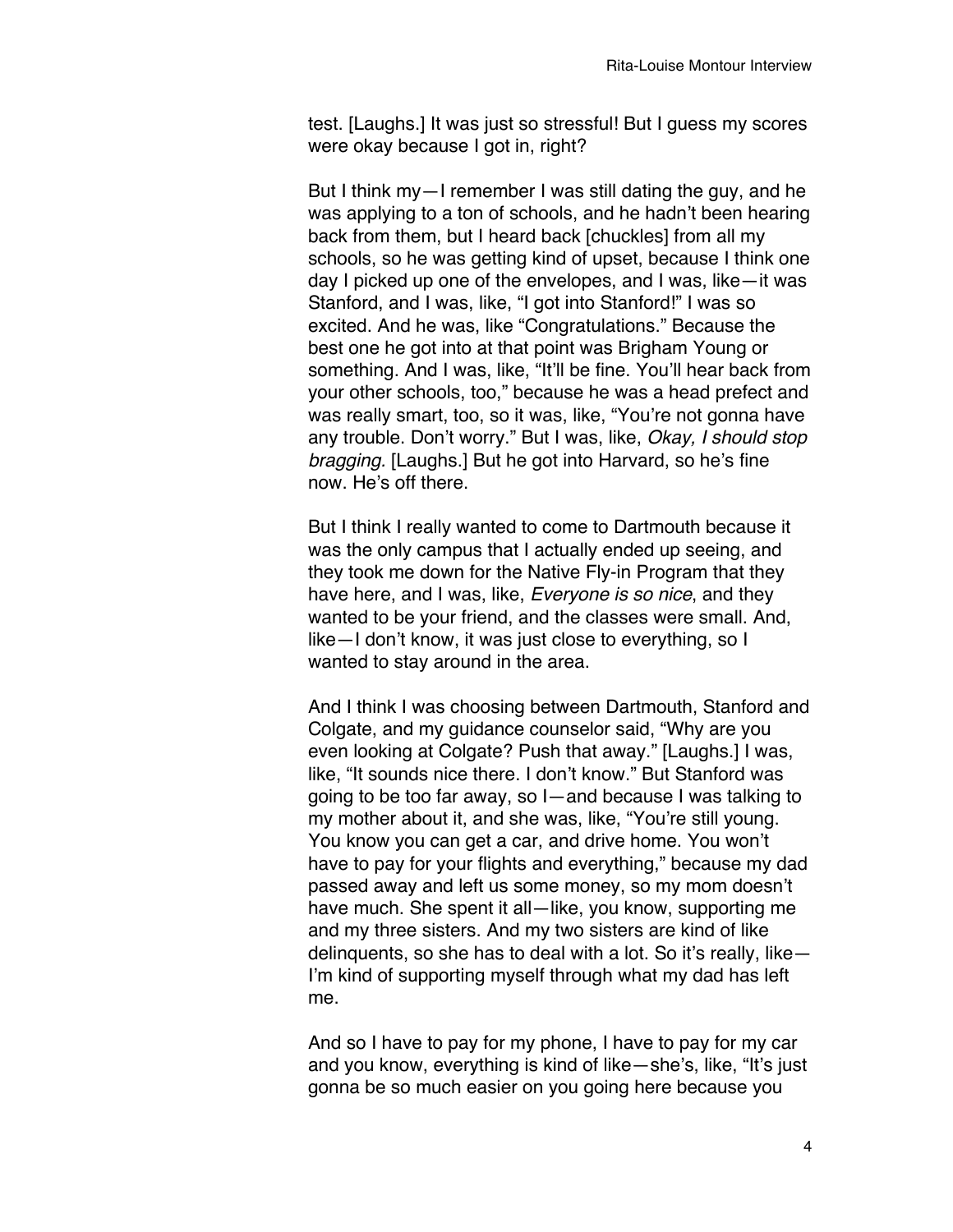test. [Laughs.] It was just so stressful! But I guess my scores were okay because I got in, right?

But I think my—I remember I was still dating the guy, and he was applying to a ton of schools, and he hadn't been hearing back from them, but I heard back [chuckles] from all my schools, so he was getting kind of upset, because I think one day I picked up one of the envelopes, and I was, like—it was Stanford, and I was, like, "I got into Stanford!" I was so excited. And he was, like "Congratulations." Because the best one he got into at that point was Brigham Young or something. And I was, like, "It'll be fine. You'll hear back from your other schools, too," because he was a head prefect and was really smart, too, so it was, like, "You're not gonna have any trouble. Don't worry." But I was, like, *Okay, I should stop bragging.* [Laughs.] But he got into Harvard, so he's fine now. He's off there.

But I think I really wanted to come to Dartmouth because it was the only campus that I actually ended up seeing, and they took me down for the Native Fly-in Program that they have here, and I was, like, *Everyone is so nice*, and they wanted to be your friend, and the classes were small. And, like—I don't know, it was just close to everything, so I wanted to stay around in the area.

And I think I was choosing between Dartmouth, Stanford and Colgate, and my guidance counselor said, "Why are you even looking at Colgate? Push that away." [Laughs.] I was, like, "It sounds nice there. I don't know." But Stanford was going to be too far away, so I—and because I was talking to my mother about it, and she was, like, "You're still young. You know you can get a car, and drive home. You won't have to pay for your flights and everything," because my dad passed away and left us some money, so my mom doesn't have much. She spent it all—like, you know, supporting me and my three sisters. And my two sisters are kind of like delinquents, so she has to deal with a lot. So it's really, like—I'm kind of supporting myself through what my dad has left me.

And so I have to pay for my phone, I have to pay for my car and you know, everything is kind of like—she's, like, "It's just gonna be so much easier on you going here because you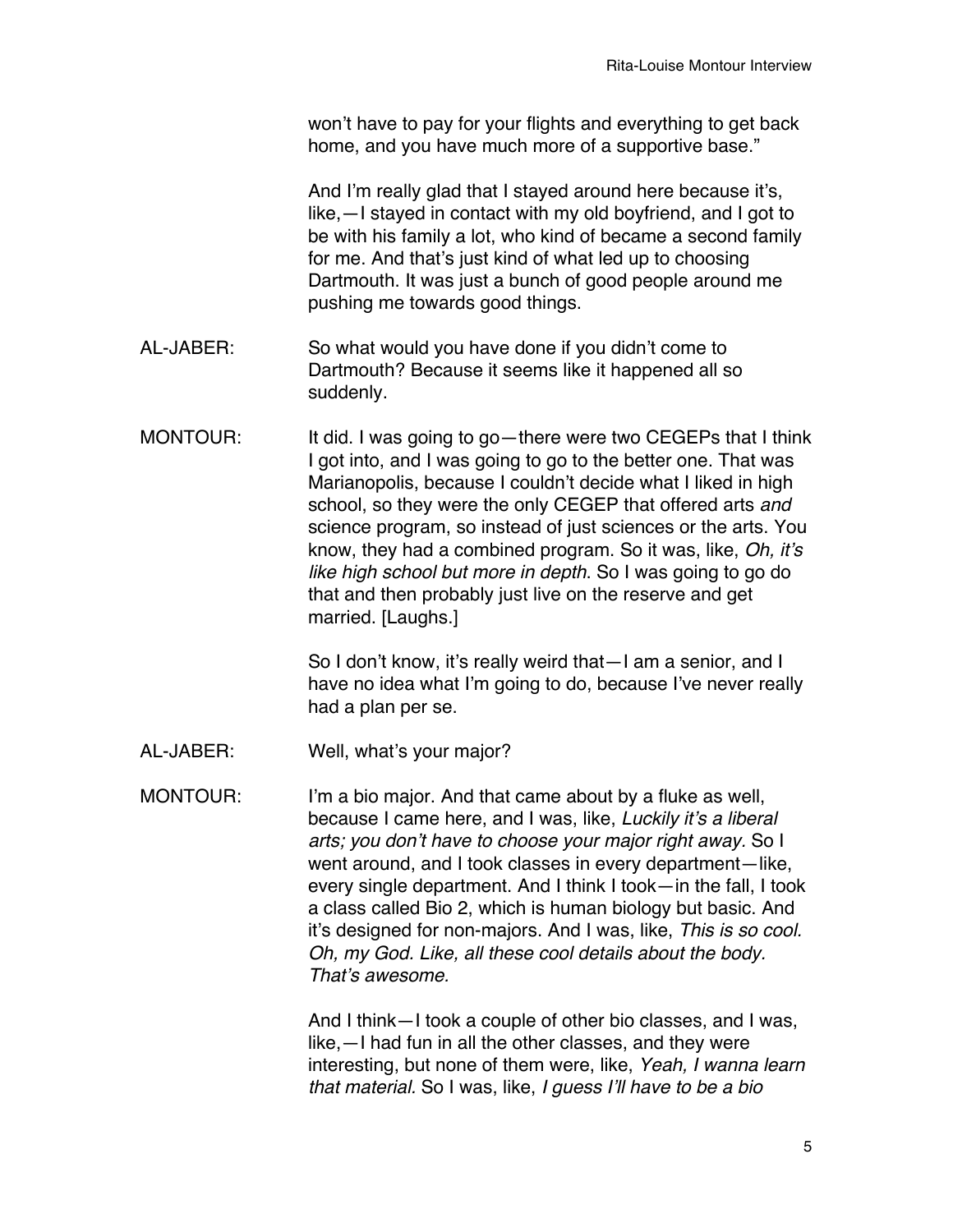won't have to pay for your flights and everything to get back home, and you have much more of a supportive base."

And I'm really glad that I stayed around here because it's, like,—I stayed in contact with my old boyfriend, and I got to be with his family a lot, who kind of became a second family for me. And that's just kind of what led up to choosing Dartmouth. It was just a bunch of good people around me pushing me towards good things.

AL-JABER: So what would you have done if you didn't come to Dartmouth? Because it seems like it happened all so suddenly.

MONTOUR: It did. I was going to go—there were two CEGEPs that I think I got into, and I was going to go to the better one. That was Marianopolis, because I couldn't decide what I liked in high school, so they were the only CEGEP that offered arts *and* science program, so instead of just sciences or the arts. You know, they had a combined program. So it was, like, *Oh, it's like high school but more in depth*. So I was going to go do that and then probably just live on the reserve and get married. [Laughs.]

So I don't know, it's really weird that—I am a senior, and I have no idea what I'm going to do, because I've never really had a plan per se.

AL-JABER: Well, what's your major?

MONTOUR: I'm a bio major. And that came about by a fluke as well, because I came here, and I was, like, *Luckily it's a liberal arts; you don't have to choose your major right away.* So I went around, and I took classes in every department—like, every single department. And I think I took—in the fall, I took a class called Bio 2, which is human biology but basic. And it's designed for non-majors. And I was, like, *This is so cool. Oh, my God. Like, all these cool details about the body. That's awesome.*

And I think—I took a couple of other bio classes, and I was, like,—I had fun in all the other classes, and they were interesting, but none of them were, like, *Yeah, I wanna learn that material.* So I was, like, *I guess I'll have to be a bio*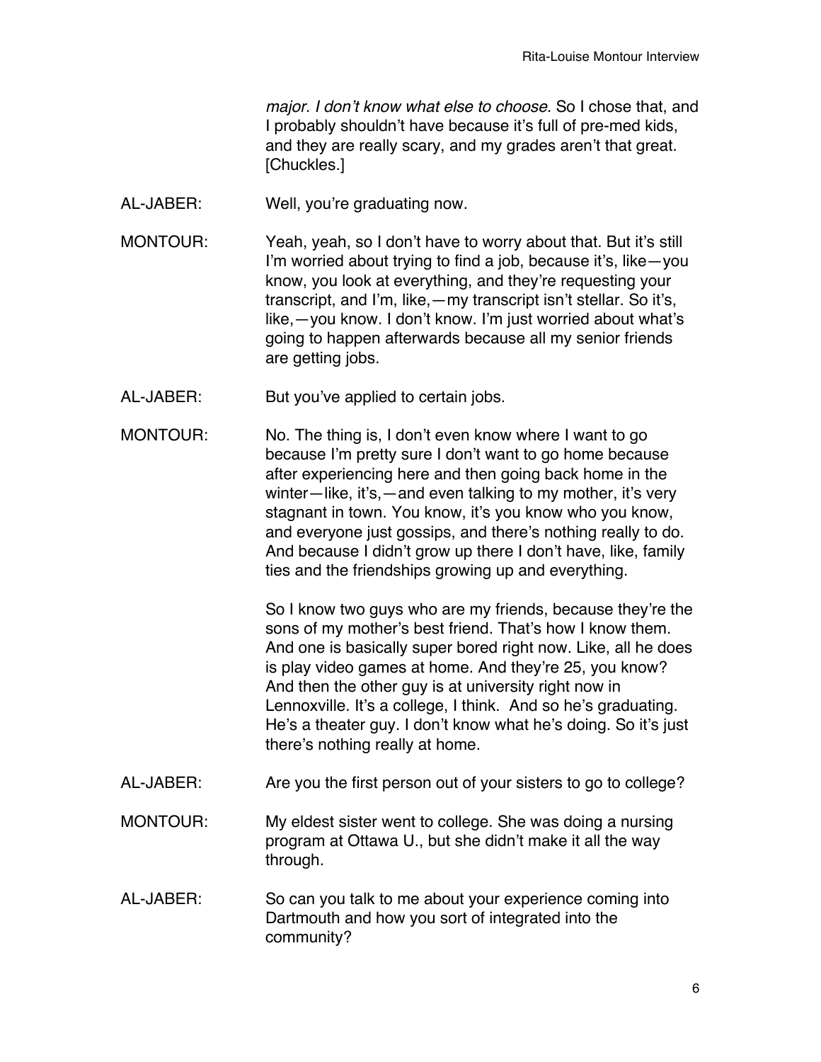*major. I don't know what else to choose.* So I chose that, and I probably shouldn't have because it's full of pre-med kids, and they are really scary, and my grades aren't that great. [Chuckles.]

AL-JABER: Well, you're graduating now.

MONTOUR: Yeah, yeah, so I don't have to worry about that. But it's still I'm worried about trying to find a job, because it's, like—you know, you look at everything, and they're requesting your transcript, and I'm, like,—my transcript isn't stellar. So it's, like,—you know. I don't know. I'm just worried about what's going to happen afterwards because all my senior friends are getting jobs.

AL-JABER: But you've applied to certain jobs.

MONTOUR: No. The thing is, I don't even know where I want to go because I'm pretty sure I don't want to go home because after experiencing here and then going back home in the winter—like, it's,—and even talking to my mother, it's very stagnant in town. You know, it's you know who you know, and everyone just gossips, and there's nothing really to do. And because I didn't grow up there I don't have, like, family ties and the friendships growing up and everything.

So I know two guys who are my friends, because they're the sons of my mother's best friend. That's how I know them. And one is basically super bored right now. Like, all he does is play video games at home. And they're 25, you know? And then the other guy is at university right now in Lennoxville. It's a college, I think. And so he's graduating. He's a theater guy. I don't know what he's doing. So it's just there's nothing really at home.

AL-JABER: Are you the first person out of your sisters to go to college?

MONTOUR: My eldest sister went to college. She was doing a nursing program at Ottawa U., but she didn't make it all the way through.

AL-JABER: So can you talk to me about your experience coming into Dartmouth and how you sort of integrated into the community?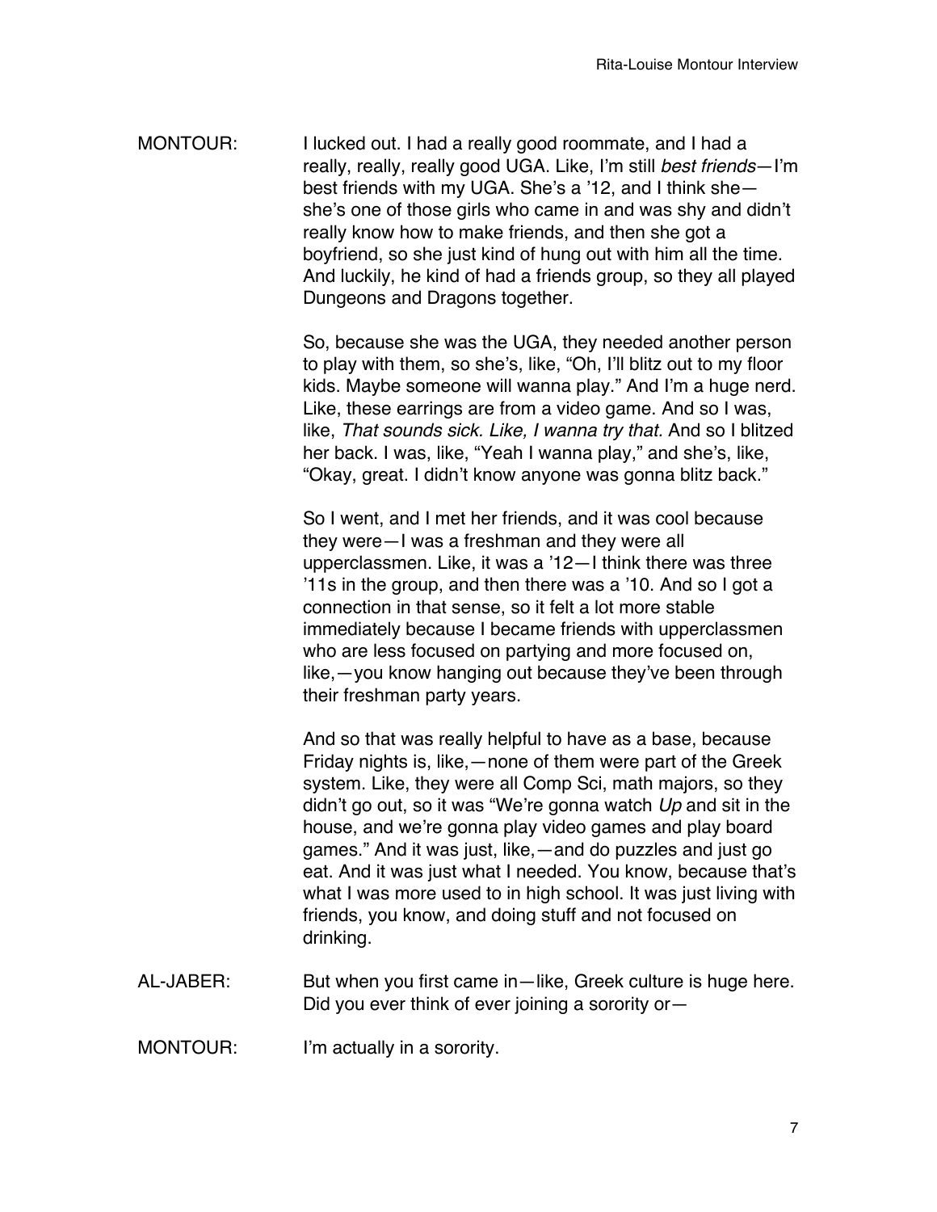MONTOUR: I lucked out. I had a really good roommate, and I had a really, really, really good UGA. Like, I'm still *best friends*—I'm best friends with my UGA. She's a '12, and I think she—she's one of those girls who came in and was shy and didn't really know how to make friends, and then she got a boyfriend, so she just kind of hung out with him all the time. And luckily, he kind of had a friends group, so they all played Dungeons and Dragons together.

So, because she was the UGA, they needed another person to play with them, so she's, like, "Oh, I'll blitz out to my floor kids. Maybe someone will wanna play." And I'm a huge nerd. Like, these earrings are from a video game. And so I was, like, *That sounds sick. Like, I wanna try that.* And so I blitzed her back. I was, like, "Yeah I wanna play," and she's, like, "Okay, great. I didn't know anyone was gonna blitz back."

So I went, and I met her friends, and it was cool because they were—I was a freshman and they were all upperclassmen. Like, it was a '12—I think there was three '11s in the group, and then there was a '10. And so I got a connection in that sense, so it felt a lot more stable immediately because I became friends with upperclassmen who are less focused on partying and more focused on, like,—you know hanging out because they've been through their freshman party years.

And so that was really helpful to have as a base, because Friday nights is, like,—none of them were part of the Greek system. Like, they were all Comp Sci, math majors, so they didn't go out, so it was "We're gonna watch *Up* and sit in the house, and we're gonna play video games and play board games." And it was just, like,—and do puzzles and just go eat. And it was just what I needed. You know, because that's what I was more used to in high school. It was just living with friends, you know, and doing stuff and not focused on drinking.

AL-JABER: But when you first came in—like, Greek culture is huge here. Did you ever think of ever joining a sorority or—

MONTOUR: I'm actually in a sorority.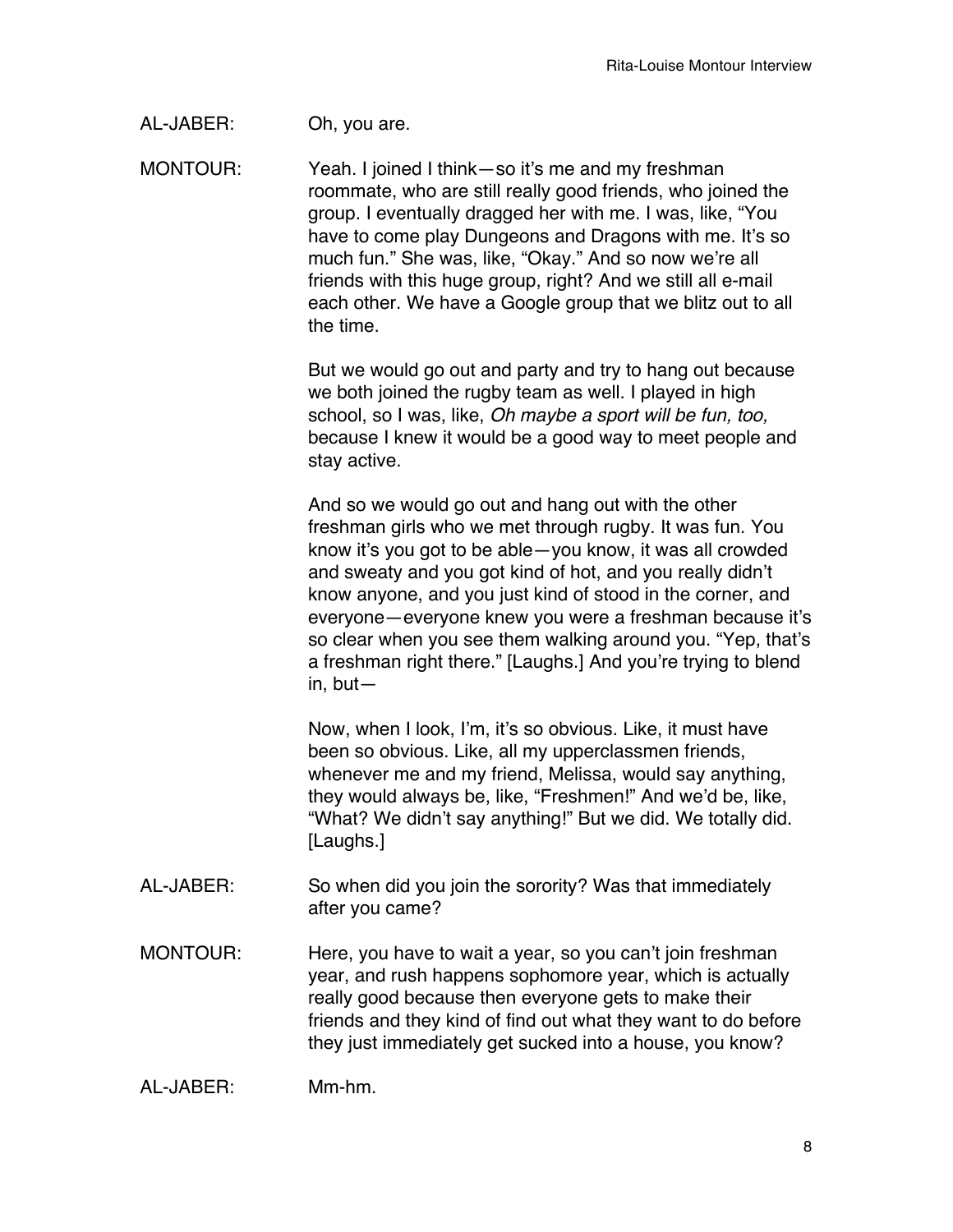AL-JABER: Oh, you are.

MONTOUR: Yeah. I joined I think—so it's me and my freshman roommate, who are still really good friends, who joined the group. I eventually dragged her with me. I was, like, "You have to come play Dungeons and Dragons with me. It's so much fun." She was, like, "Okay." And so now we're all friends with this huge group, right? And we still all e-mail each other. We have a Google group that we blitz out to all the time.

But we would go out and party and try to hang out because we both joined the rugby team as well. I played in high school, so I was, like, *Oh maybe a sport will be fun, too,* because I knew it would be a good way to meet people and stay active.

And so we would go out and hang out with the other freshman girls who we met through rugby. It was fun. You know it's you got to be able—you know, it was all crowded and sweaty and you got kind of hot, and you really didn't know anyone, and you just kind of stood in the corner, and everyone—everyone knew you were a freshman because it's so clear when you see them walking around you. "Yep, that's a freshman right there." [Laughs.] And you're trying to blend in, but—

Now, when I look, I'm, it's so obvious. Like, it must have been so obvious. Like, all my upperclassmen friends, whenever me and my friend, Melissa, would say anything, they would always be, like, "Freshmen!" And we'd be, like, "What? We didn't say anything!" But we did. We totally did. [Laughs.]

AL-JABER: So when did you join the sorority? Was that immediately after you came?

MONTOUR: Here, you have to wait a year, so you can't join freshman year, and rush happens sophomore year, which is actually really good because then everyone gets to make their friends and they kind of find out what they want to do before they just immediately get sucked into a house, you know?

AL-JABER: Mm-hm.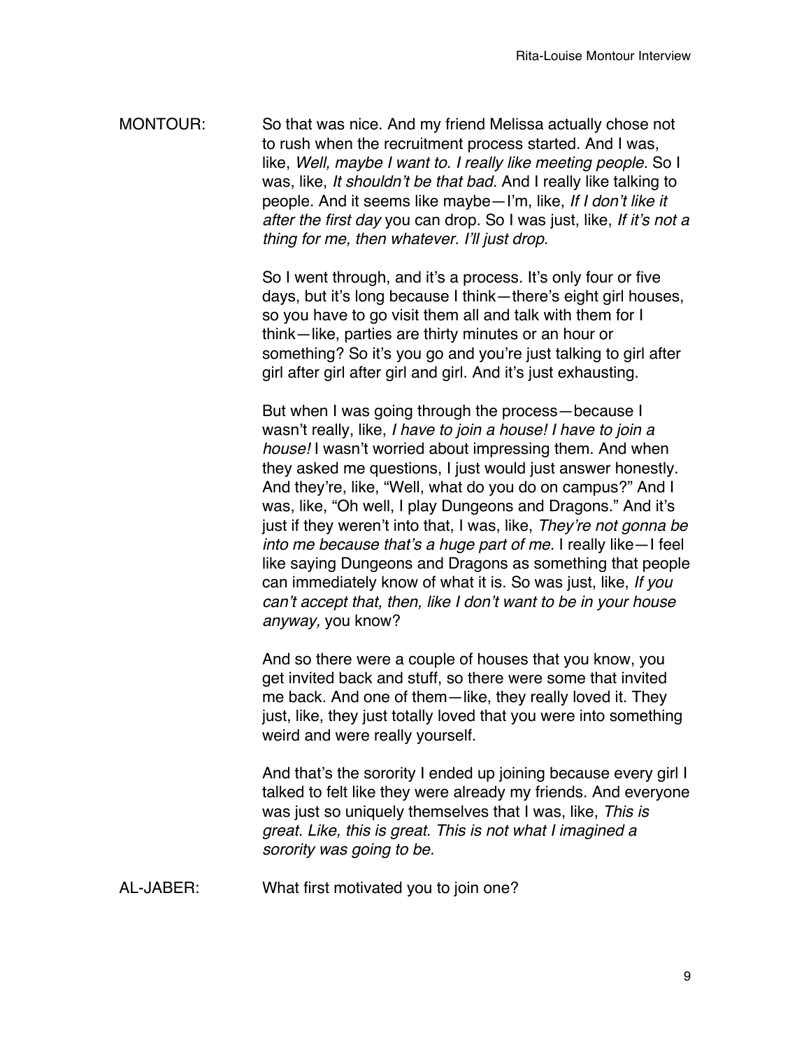MONTOUR: So that was nice. And my friend Melissa actually chose not to rush when the recruitment process started. And I was, like, *Well, maybe I want to. I really like meeting people.* So I was, like, *It shouldn't be that bad.* And I really like talking to people. And it seems like maybe—I'm, like, *If I don't like it after the first day* you can drop. So I was just, like, *If it's not a thing for me, then whatever. I'll just drop.*

So I went through, and it's a process. It's only four or five days, but it's long because I think—there's eight girl houses, so you have to go visit them all and talk with them for I think—like, parties are thirty minutes or an hour or something? So it's you go and you're just talking to girl after girl after girl after girl and girl. And it's just exhausting.

But when I was going through the process—because I wasn't really, like, *I have to join a house! I have to join a house!* I wasn't worried about impressing them. And when they asked me questions, I just would just answer honestly. And they're, like, "Well, what do you do on campus?" And I was, like, "Oh well, I play Dungeons and Dragons." And it's just if they weren't into that, I was, like, *They're not gonna be into me because that's a huge part of me.* I really like—I feel like saying Dungeons and Dragons as something that people can immediately know of what it is. So was just, like, *If you can't accept that, then, like I don't want to be in your house anyway,* you know?

And so there were a couple of houses that you know, you get invited back and stuff, so there were some that invited me back. And one of them—like, they really loved it. They just, like, they just totally loved that you were into something weird and were really yourself.

And that's the sorority I ended up joining because every girl I talked to felt like they were already my friends. And everyone was just so uniquely themselves that I was, like, *This is great. Like, this is great. This is not what I imagined a sorority was going to be.*

AL-JABER: What first motivated you to join one?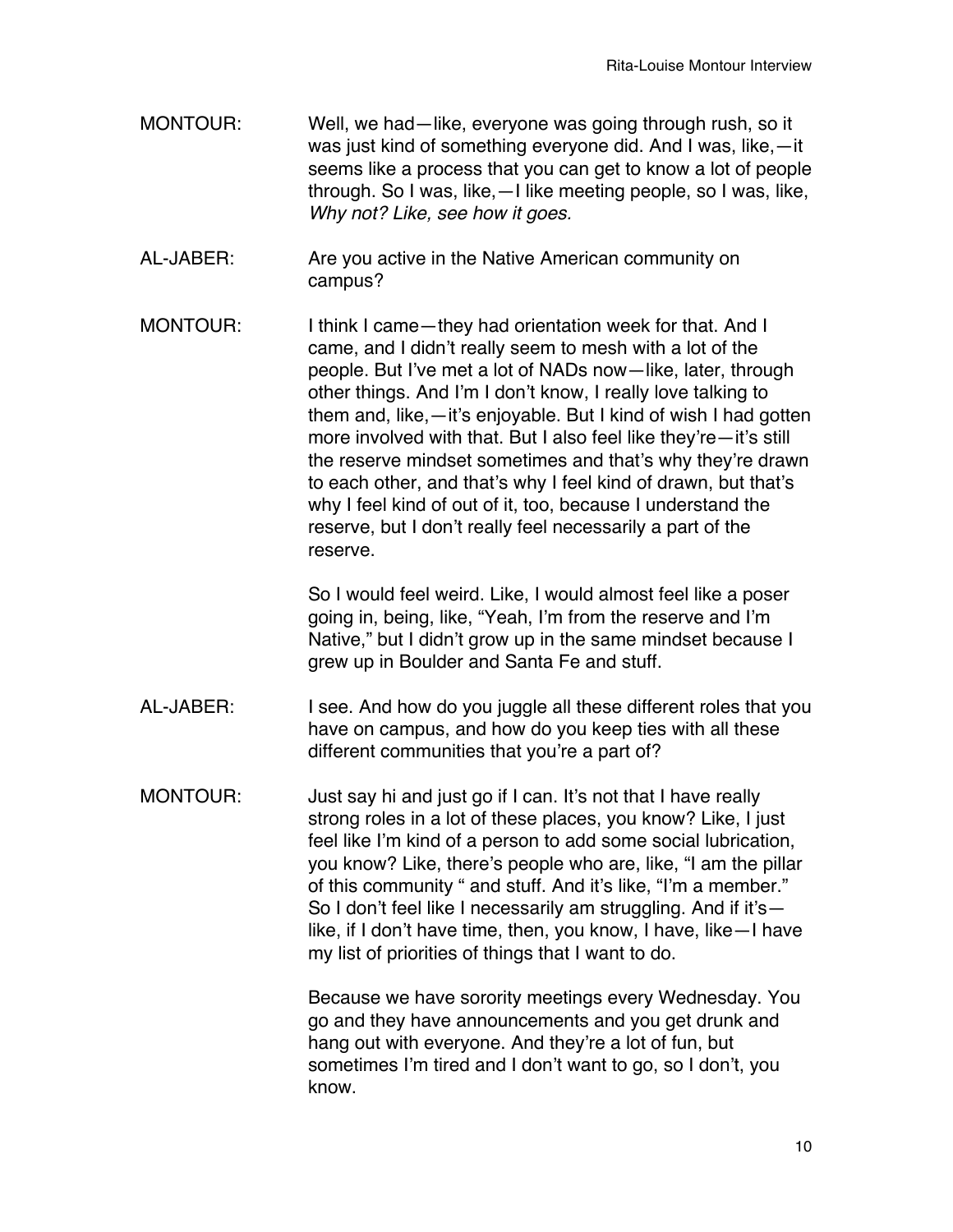MONTOUR: Well, we had—like, everyone was going through rush, so it was just kind of something everyone did. And I was, like,—it seems like a process that you can get to know a lot of people through. So I was, like,—I like meeting people, so I was, like, *Why not? Like, see how it goes.*

AL-JABER: Are you active in the Native American community on campus?

MONTOUR: I think I came—they had orientation week for that. And I came, and I didn't really seem to mesh with a lot of the people. But I've met a lot of NADs now—like, later, through other things. And I'm I don't know, I really love talking to them and, like,—it's enjoyable. But I kind of wish I had gotten more involved with that. But I also feel like they're—it's still the reserve mindset sometimes and that's why they're drawn to each other, and that's why I feel kind of drawn, but that's why I feel kind of out of it, too, because I understand the reserve, but I don't really feel necessarily a part of the reserve.

So I would feel weird. Like, I would almost feel like a poser going in, being, like, "Yeah, I'm from the reserve and I'm Native," but I didn't grow up in the same mindset because I grew up in Boulder and Santa Fe and stuff.

AL-JABER: I see. And how do you juggle all these different roles that you have on campus, and how do you keep ties with all these different communities that you're a part of?

MONTOUR: Just say hi and just go if I can. It's not that I have really strong roles in a lot of these places, you know? Like, I just feel like I'm kind of a person to add some social lubrication, you know? Like, there's people who are, like, "I am the pillar of this community " and stuff. And it's like, "I'm a member." So I don't feel like I necessarily am struggling. And if it's—like, if I don't have time, then, you know, I have, like—I have my list of priorities of things that I want to do.

Because we have sorority meetings every Wednesday. You go and they have announcements and you get drunk and hang out with everyone. And they're a lot of fun, but sometimes I'm tired and I don't want to go, so I don't, you know.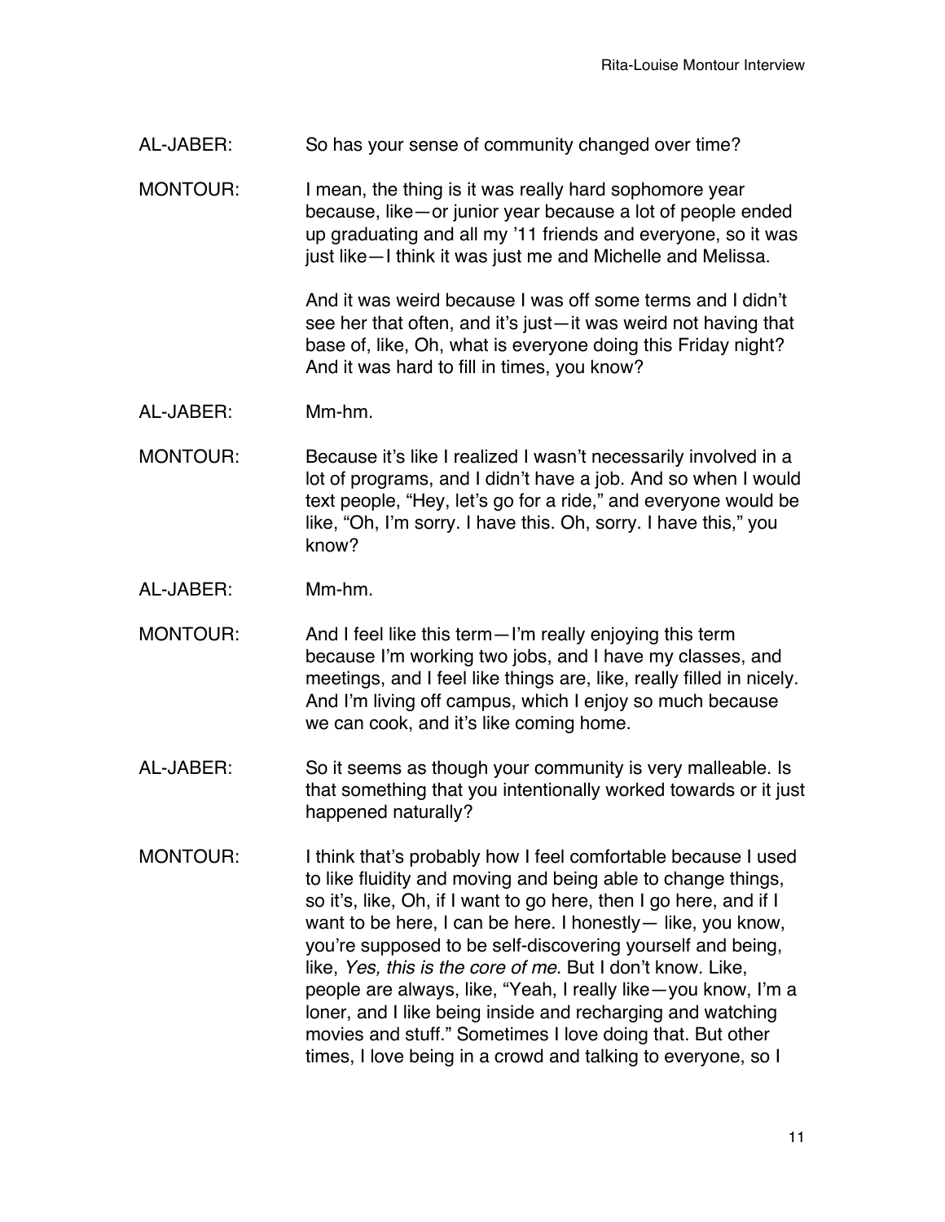AL-JABER: So has your sense of community changed over time?

MONTOUR: I mean, the thing is it was really hard sophomore year because, like—or junior year because a lot of people ended up graduating and all my '11 friends and everyone, so it was just like—I think it was just me and Michelle and Melissa.

And it was weird because I was off some terms and I didn't see her that often, and it's just—it was weird not having that base of, like, Oh, what is everyone doing this Friday night? And it was hard to fill in times, you know?

AL-JABER: Mm-hm.

MONTOUR: Because it's like I realized I wasn't necessarily involved in a lot of programs, and I didn't have a job. And so when I would text people, "Hey, let's go for a ride," and everyone would be like, "Oh, I'm sorry. I have this. Oh, sorry. I have this," you know?

AL-JABER: Mm-hm.

MONTOUR: And I feel like this term—I'm really enjoying this term because I'm working two jobs, and I have my classes, and meetings, and I feel like things are, like, really filled in nicely. And I'm living off campus, which I enjoy so much because we can cook, and it's like coming home.

AL-JABER: So it seems as though your community is very malleable. Is that something that you intentionally worked towards or it just happened naturally?

MONTOUR: I think that's probably how I feel comfortable because I used to like fluidity and moving and being able to change things, so it's, like, Oh, if I want to go here, then I go here, and if I want to be here, I can be here. I honestly— like, you know, you're supposed to be self-discovering yourself and being, like, *Yes, this is the core of me*. But I don't know. Like, people are always, like, "Yeah, I really like—you know, I'm a loner, and I like being inside and recharging and watching movies and stuff." Sometimes I love doing that. But other times, I love being in a crowd and talking to everyone, so I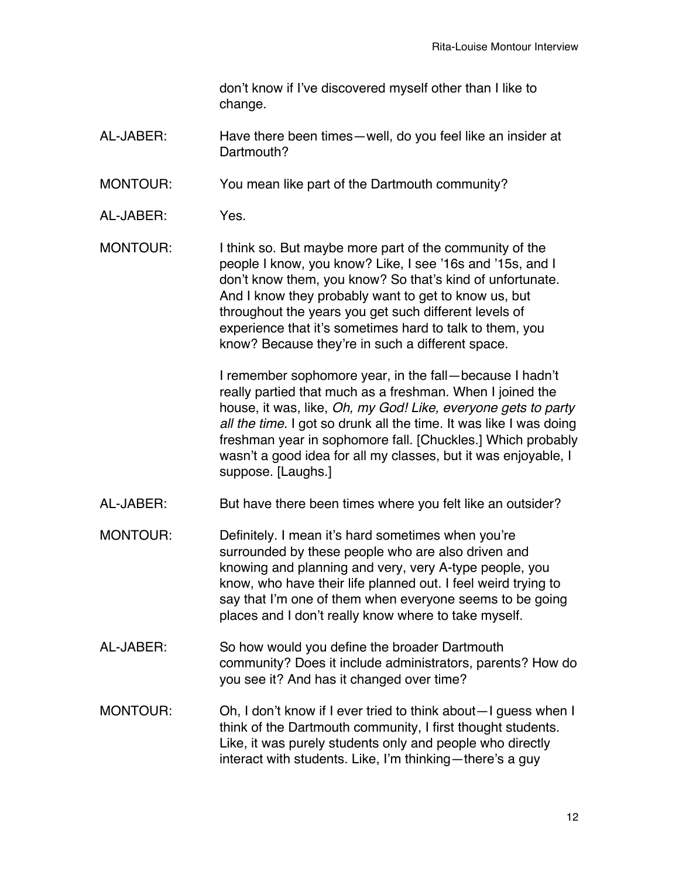don't know if I've discovered myself other than I like to change.

AL-JABER: Have there been times—well, do you feel like an insider at Dartmouth?

MONTOUR: You mean like part of the Dartmouth community?

AL-JABER: Yes.

MONTOUR: I think so. But maybe more part of the community of the people I know, you know? Like, I see '16s and '15s, and I don't know them, you know? So that's kind of unfortunate. And I know they probably want to get to know us, but throughout the years you get such different levels of experience that it's sometimes hard to talk to them, you know? Because they're in such a different space.

I remember sophomore year, in the fall—because I hadn't really partied that much as a freshman. When I joined the house, it was, like, *Oh, my God! Like, everyone gets to party all the time.* I got so drunk all the time. It was like I was doing freshman year in sophomore fall. [Chuckles.] Which probably wasn't a good idea for all my classes, but it was enjoyable, I suppose. [Laughs.]

AL-JABER: But have there been times where you felt like an outsider?

MONTOUR: Definitely. I mean it's hard sometimes when you're surrounded by these people who are also driven and knowing and planning and very, very A-type people, you know, who have their life planned out. I feel weird trying to say that I'm one of them when everyone seems to be going places and I don't really know where to take myself.

AL-JABER: So how would you define the broader Dartmouth community? Does it include administrators, parents? How do you see it? And has it changed over time?

MONTOUR: Oh, I don't know if I ever tried to think about—I guess when I think of the Dartmouth community, I first thought students. Like, it was purely students only and people who directly interact with students. Like, I'm thinking—there's a guy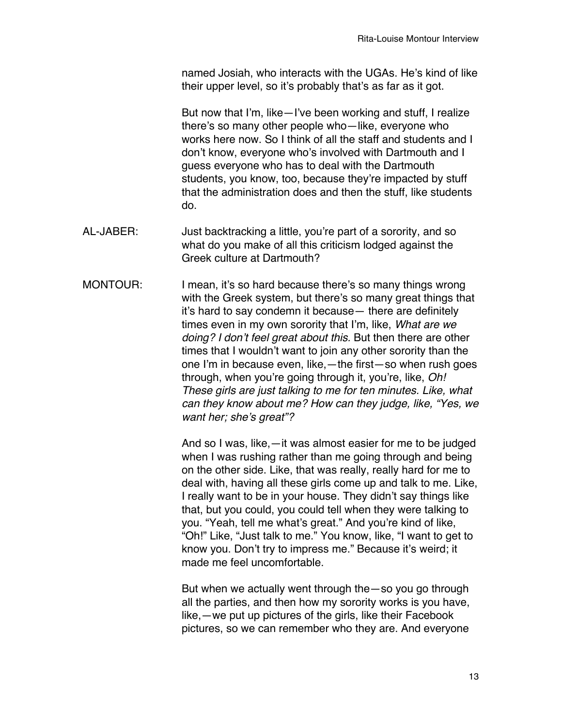named Josiah, who interacts with the UGAs. He's kind of like their upper level, so it's probably that's as far as it got.

But now that I'm, like—I've been working and stuff, I realize there's so many other people who—like, everyone who works here now. So I think of all the staff and students and I don't know, everyone who's involved with Dartmouth and I guess everyone who has to deal with the Dartmouth students, you know, too, because they're impacted by stuff that the administration does and then the stuff, like students do.

AL-JABER: Just backtracking a little, you're part of a sorority, and so what do you make of all this criticism lodged against the Greek culture at Dartmouth?

MONTOUR: I mean, it's so hard because there's so many things wrong with the Greek system, but there's so many great things that it's hard to say condemn it because— there are definitely times even in my own sorority that I'm, like, *What are we doing? I don't feel great about this.* But then there are other times that I wouldn't want to join any other sorority than the one I'm in because even, like,—the first—so when rush goes through, when you're going through it, you're, like, *Oh! These girls are just talking to me for ten minutes. Like, what can they know about me? How can they judge, like, "Yes, we want her; she's great"?*

And so I was, like,—it was almost easier for me to be judged when I was rushing rather than me going through and being on the other side. Like, that was really, really hard for me to deal with, having all these girls come up and talk to me. Like, I really want to be in your house. They didn't say things like that, but you could, you could tell when they were talking to you. "Yeah, tell me what's great." And you're kind of like, "Oh!" Like, "Just talk to me." You know, like, "I want to get to know you. Don't try to impress me." Because it's weird; it made me feel uncomfortable.

But when we actually went through the—so you go through all the parties, and then how my sorority works is you have, like,—we put up pictures of the girls, like their Facebook pictures, so we can remember who they are. And everyone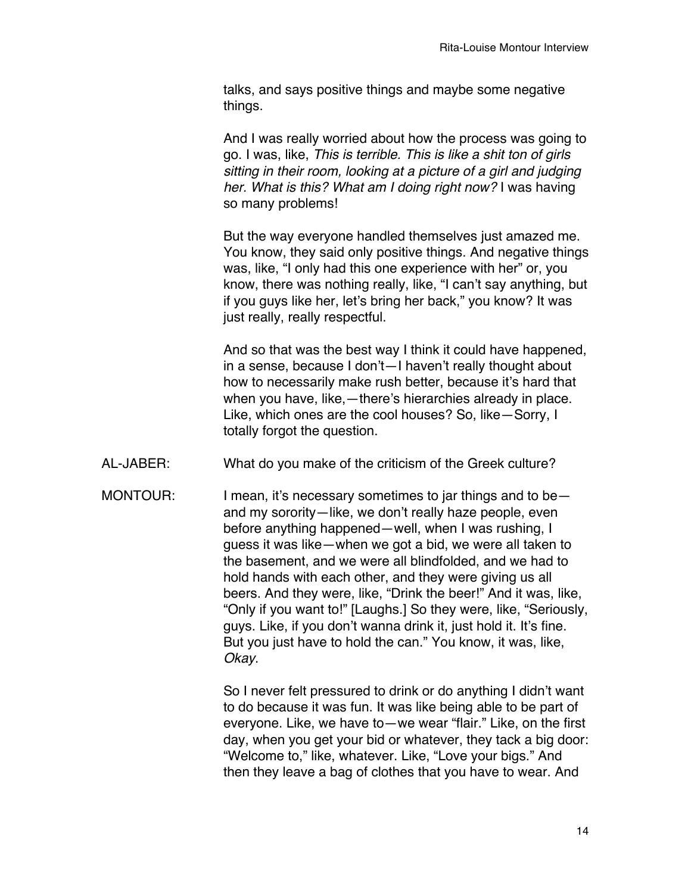talks, and says positive things and maybe some negative things.

And I was really worried about how the process was going to go. I was, like, *This is terrible. This is like a shit ton of girls sitting in their room, looking at a picture of a girl and judging her. What is this? What am I doing right now?* I was having so many problems!

But the way everyone handled themselves just amazed me. You know, they said only positive things. And negative things was, like, "I only had this one experience with her" or, you know, there was nothing really, like, "I can't say anything, but if you guys like her, let's bring her back," you know? It was just really, really respectful.

And so that was the best way I think it could have happened, in a sense, because I don't—I haven't really thought about how to necessarily make rush better, because it's hard that when you have, like,—there's hierarchies already in place. Like, which ones are the cool houses? So, like—Sorry, I totally forgot the question.

AL-JABER: What do you make of the criticism of the Greek culture?

MONTOUR: I mean, it's necessary sometimes to jar things and to be—and my sorority—like, we don't really haze people, even before anything happened—well, when I was rushing, I guess it was like—when we got a bid, we were all taken to the basement, and we were all blindfolded, and we had to hold hands with each other, and they were giving us all beers. And they were, like, "Drink the beer!" And it was, like, "Only if you want to!" [Laughs.] So they were, like, "Seriously, guys. Like, if you don't wanna drink it, just hold it. It's fine. But you just have to hold the can." You know, it was, like, *Okay*.

So I never felt pressured to drink or do anything I didn't want to do because it was fun. It was like being able to be part of everyone. Like, we have to—we wear "flair." Like, on the first day, when you get your bid or whatever, they tack a big door: "Welcome to," like, whatever. Like, "Love your bigs." And then they leave a bag of clothes that you have to wear. And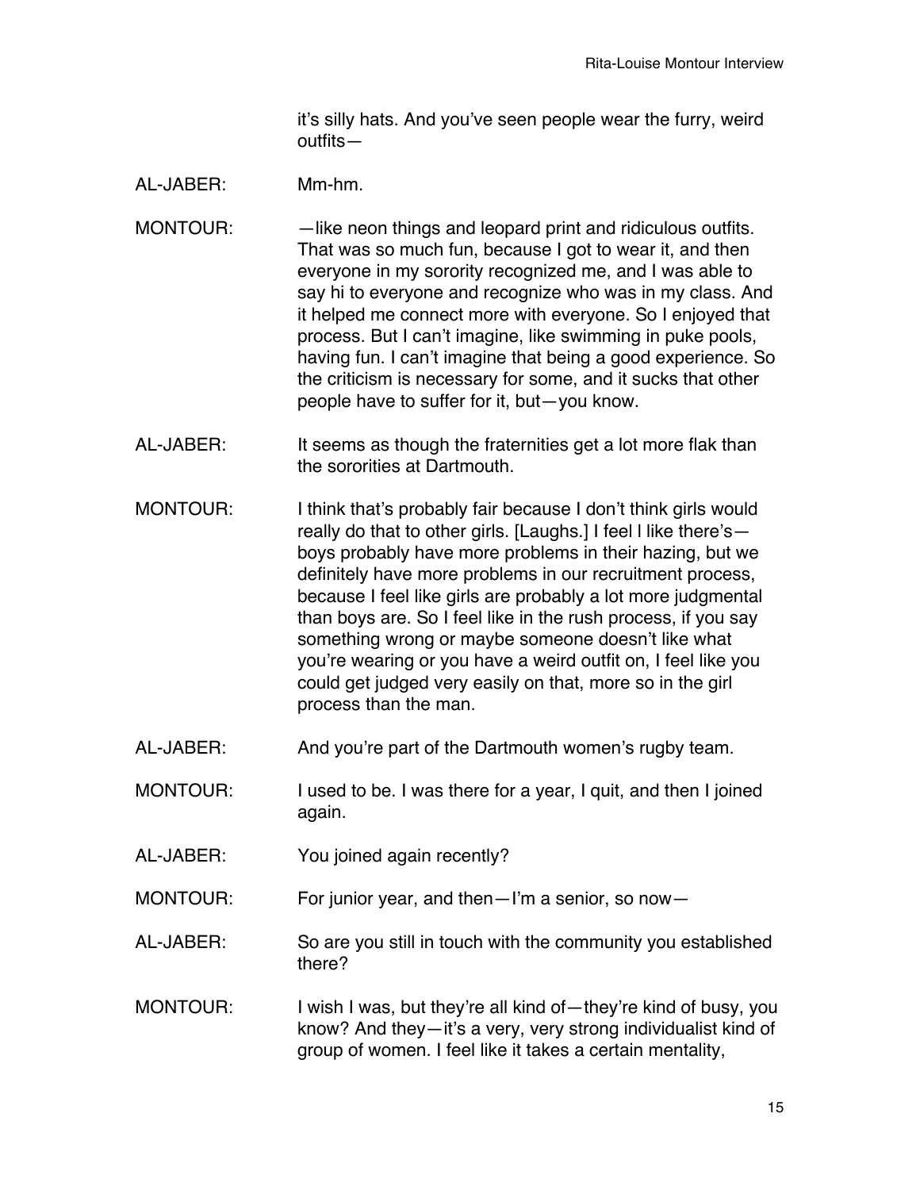it's silly hats. And you've seen people wear the furry, weird outfits—

AL-JABER: Mm-hm.

MONTOUR: —like neon things and leopard print and ridiculous outfits. That was so much fun, because I got to wear it, and then everyone in my sorority recognized me, and I was able to say hi to everyone and recognize who was in my class. And it helped me connect more with everyone. So I enjoyed that process. But I can't imagine, like swimming in puke pools, having fun. I can't imagine that being a good experience. So the criticism is necessary for some, and it sucks that other people have to suffer for it, but—you know.

AL-JABER: It seems as though the fraternities get a lot more flak than the sororities at Dartmouth.

MONTOUR: I think that's probably fair because I don't think girls would really do that to other girls. [Laughs.] I feel l like there's—boys probably have more problems in their hazing, but we definitely have more problems in our recruitment process, because I feel like girls are probably a lot more judgmental than boys are. So I feel like in the rush process, if you say something wrong or maybe someone doesn't like what you're wearing or you have a weird outfit on, I feel like you could get judged very easily on that, more so in the girl process than the man.

AL-JABER: And you're part of the Dartmouth women's rugby team.

MONTOUR: I used to be. I was there for a year, I quit, and then I joined again.

AL-JABER: You joined again recently?

MONTOUR: For junior year, and then—I'm a senior, so now—

AL-JABER: So are you still in touch with the community you established there?

MONTOUR: I wish I was, but they're all kind of—they're kind of busy, you know? And they—it's a very, very strong individualist kind of group of women. I feel like it takes a certain mentality,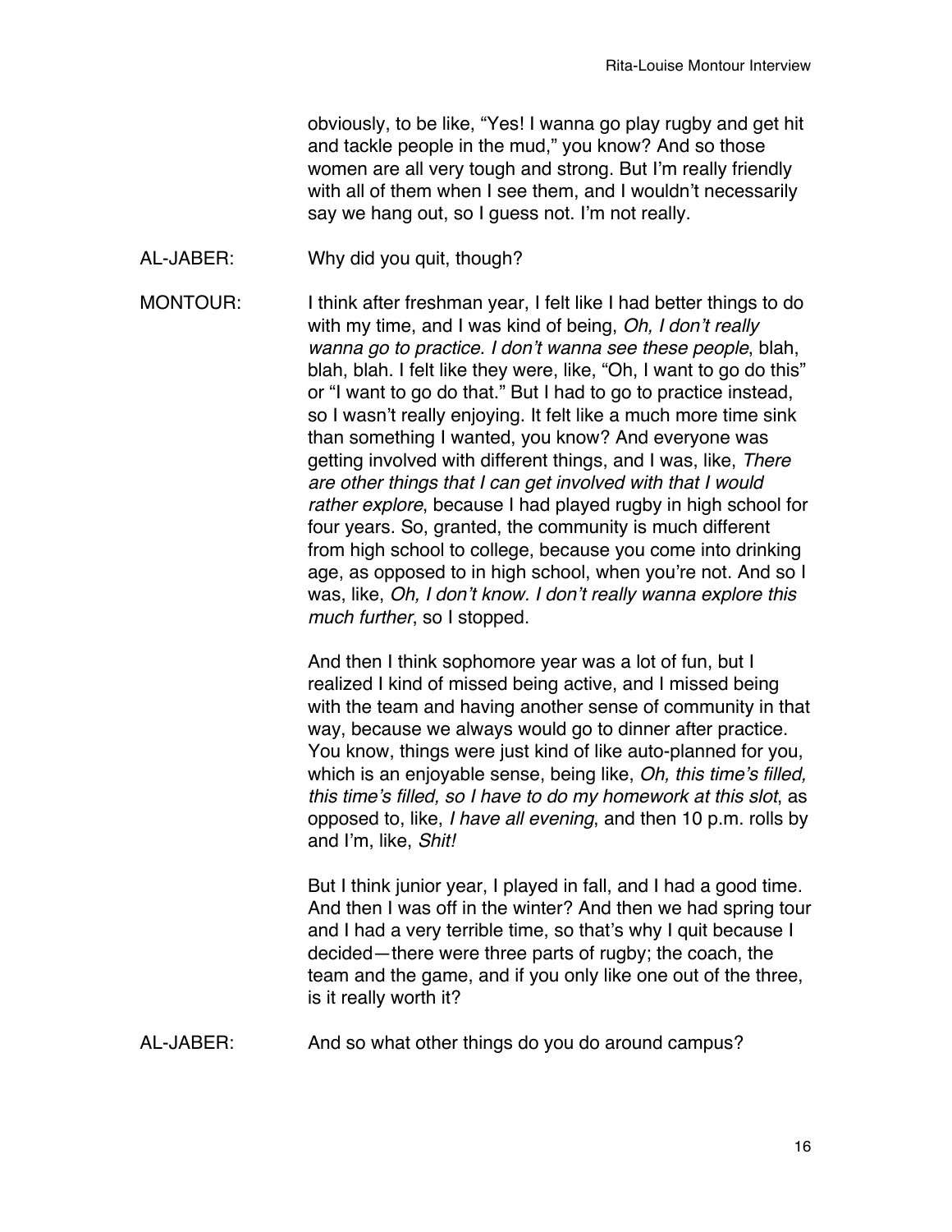obviously, to be like, "Yes! I wanna go play rugby and get hit and tackle people in the mud," you know? And so those women are all very tough and strong. But I'm really friendly with all of them when I see them, and I wouldn't necessarily say we hang out, so I guess not. I'm not really.

AL-JABER: Why did you quit, though?

MONTOUR: I think after freshman year, I felt like I had better things to do with my time, and I was kind of being, *Oh, I don't really wanna go to practice. I don't wanna see these people*, blah, blah, blah. I felt like they were, like, "Oh, I want to go do this" or "I want to go do that." But I had to go to practice instead, so I wasn't really enjoying. It felt like a much more time sink than something I wanted, you know? And everyone was getting involved with different things, and I was, like, *There are other things that I can get involved with that I would rather explore*, because I had played rugby in high school for four years. So, granted, the community is much different from high school to college, because you come into drinking age, as opposed to in high school, when you're not. And so I was, like, *Oh, I don't know. I don't really wanna explore this much further*, so I stopped.

And then I think sophomore year was a lot of fun, but I realized I kind of missed being active, and I missed being with the team and having another sense of community in that way, because we always would go to dinner after practice. You know, things were just kind of like auto-planned for you, which is an enjoyable sense, being like, *Oh, this time's filled, this time's filled, so I have to do my homework at this slot*, as opposed to, like, *I have all evening*, and then 10 p.m. rolls by and I'm, like, *Shit!*

But I think junior year, I played in fall, and I had a good time. And then I was off in the winter? And then we had spring tour and I had a very terrible time, so that's why I quit because I decided—there were three parts of rugby; the coach, the team and the game, and if you only like one out of the three, is it really worth it?

AL-JABER: And so what other things do you do around campus?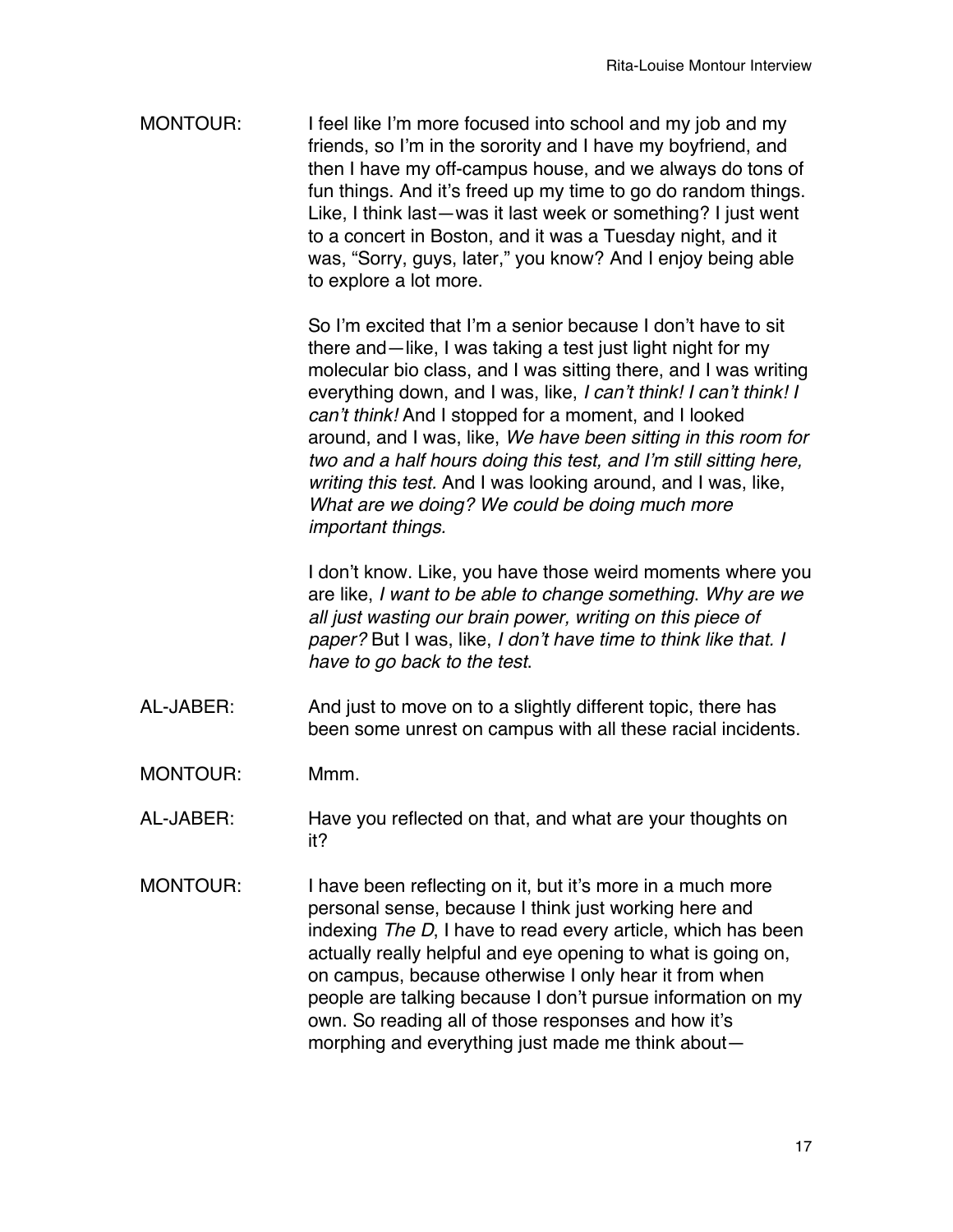MONTOUR: I feel like I'm more focused into school and my job and my friends, so I'm in the sorority and I have my boyfriend, and then I have my off-campus house, and we always do tons of fun things. And it's freed up my time to go do random things. Like, I think last—was it last week or something? I just went to a concert in Boston, and it was a Tuesday night, and it was, "Sorry, guys, later," you know? And I enjoy being able to explore a lot more.

So I'm excited that I'm a senior because I don't have to sit there and—like, I was taking a test just light night for my molecular bio class, and I was sitting there, and I was writing everything down, and I was, like, *I can't think! I can't think! I can't think!* And I stopped for a moment, and I looked around, and I was, like, *We have been sitting in this room for two and a half hours doing this test, and I'm still sitting here, writing this test.* And I was looking around, and I was, like, *What are we doing? We could be doing much more important things.*

I don't know. Like, you have those weird moments where you are like, *I want to be able to change something. Why are we all just wasting our brain power, writing on this piece of paper?* But I was, like, *I don't have time to think like that. I have to go back to the test.*

AL-JABER: And just to move on to a slightly different topic, there has been some unrest on campus with all these racial incidents.

MONTOUR: Mmm.

AL-JABER: Have you reflected on that, and what are your thoughts on it?

MONTOUR: I have been reflecting on it, but it's more in a much more personal sense, because I think just working here and indexing *The D*, I have to read every article, which has been actually really helpful and eye opening to what is going on, on campus, because otherwise I only hear it from when people are talking because I don't pursue information on my own. So reading all of those responses and how it's morphing and everything just made me think about—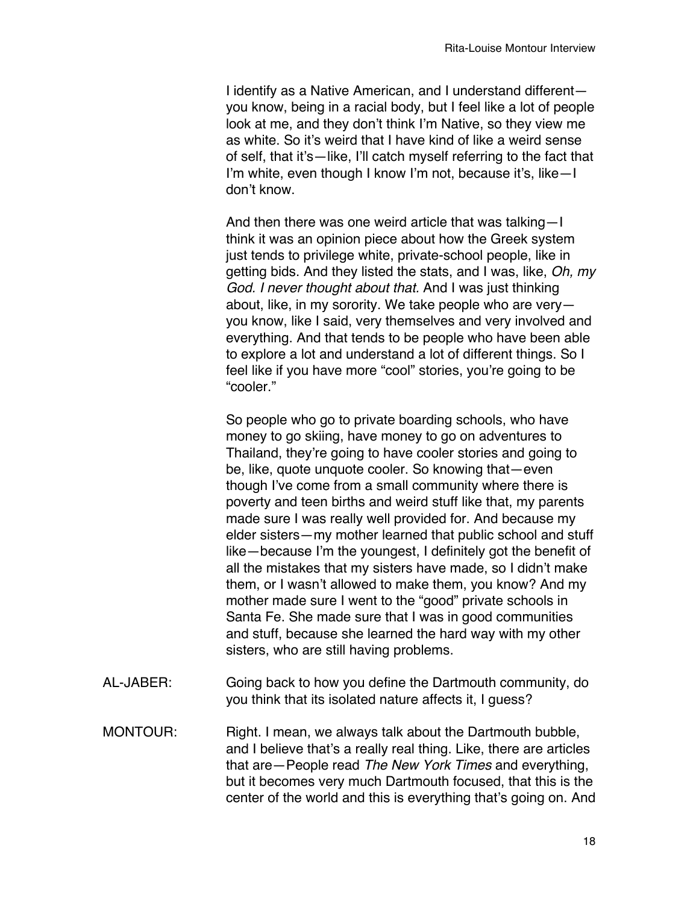I identify as a Native American, and I understand different—you know, being in a racial body, but I feel like a lot of people look at me, and they don't think I'm Native, so they view me as white. So it's weird that I have kind of like a weird sense of self, that it's—like, I'll catch myself referring to the fact that I'm white, even though I know I'm not, because it's, like—I don't know.

And then there was one weird article that was talking—I think it was an opinion piece about how the Greek system just tends to privilege white, private-school people, like in getting bids. And they listed the stats, and I was, like, *Oh, my God. I never thought about that.* And I was just thinking about, like, in my sorority. We take people who are very—you know, like I said, very themselves and very involved and everything. And that tends to be people who have been able to explore a lot and understand a lot of different things. So I feel like if you have more "cool" stories, you're going to be "cooler."

So people who go to private boarding schools, who have money to go skiing, have money to go on adventures to Thailand, they're going to have cooler stories and going to be, like, quote unquote cooler. So knowing that—even though I've come from a small community where there is poverty and teen births and weird stuff like that, my parents made sure I was really well provided for. And because my elder sisters—my mother learned that public school and stuff like—because I'm the youngest, I definitely got the benefit of all the mistakes that my sisters have made, so I didn't make them, or I wasn't allowed to make them, you know? And my mother made sure I went to the "good" private schools in Santa Fe. She made sure that I was in good communities and stuff, because she learned the hard way with my other sisters, who are still having problems.

AL-JABER: Going back to how you define the Dartmouth community, do you think that its isolated nature affects it, I guess?

MONTOUR: Right. I mean, we always talk about the Dartmouth bubble, and I believe that's a really real thing. Like, there are articles that are—People read *The New York Times* and everything, but it becomes very much Dartmouth focused, that this is the center of the world and this is everything that's going on. And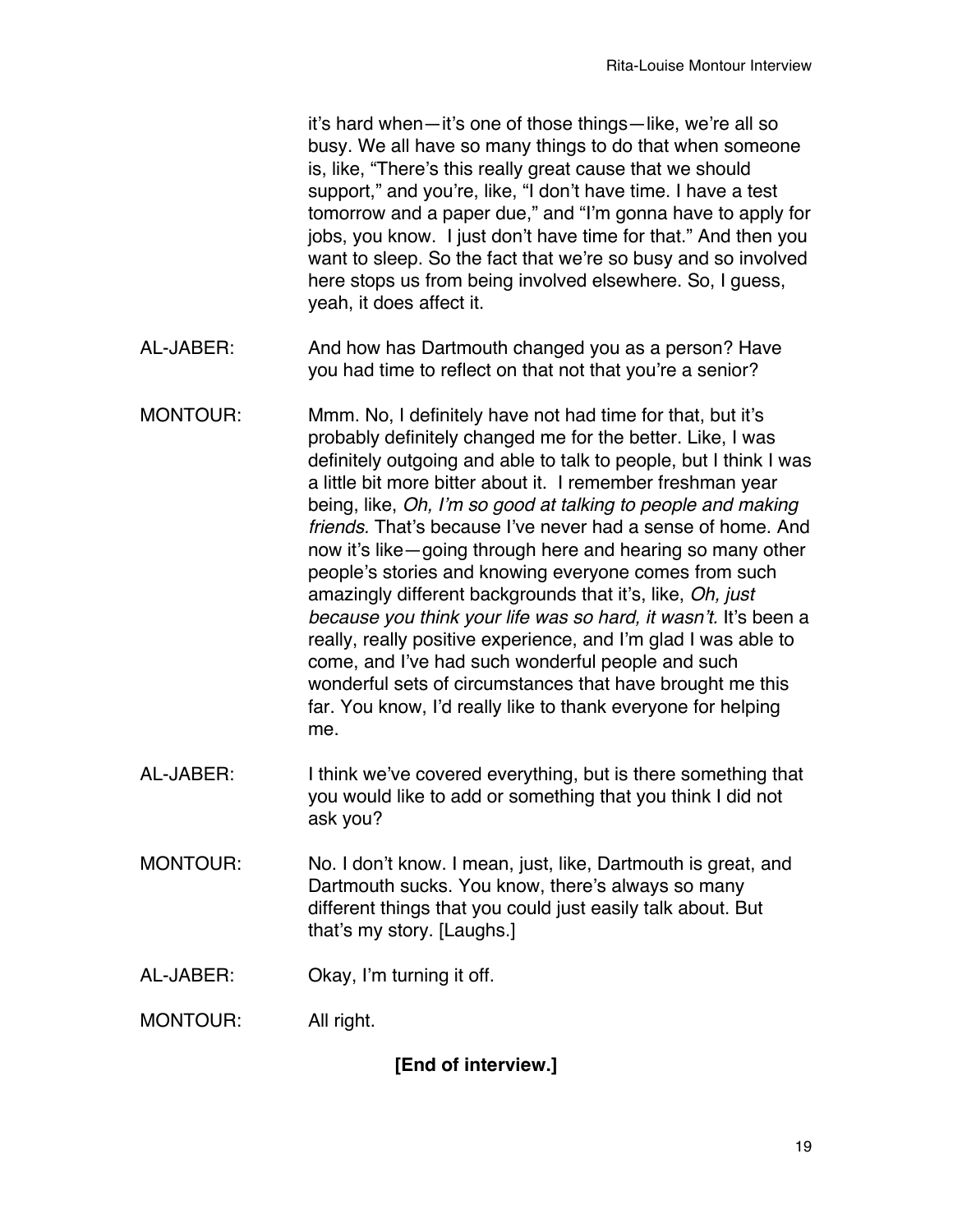it's hard when—it's one of those things—like, we're all so busy. We all have so many things to do that when someone is, like, "There's this really great cause that we should support," and you're, like, "I don't have time. I have a test tomorrow and a paper due," and "I'm gonna have to apply for jobs, you know. I just don't have time for that." And then you want to sleep. So the fact that we're so busy and so involved here stops us from being involved elsewhere. So, I guess, yeah, it does affect it.

AL-JABER: And how has Dartmouth changed you as a person? Have you had time to reflect on that not that you're a senior?

MONTOUR: Mmm. No, I definitely have not had time for that, but it's probably definitely changed me for the better. Like, I was definitely outgoing and able to talk to people, but I think I was a little bit more bitter about it. I remember freshman year being, like, *Oh, I'm so good at talking to people and making friends.* That's because I've never had a sense of home. And now it's like—going through here and hearing so many other people's stories and knowing everyone comes from such amazingly different backgrounds that it's, like, *Oh, just because you think your life was so hard, it wasn't*. It's been a really, really positive experience, and I'm glad I was able to come, and I've had such wonderful people and such wonderful sets of circumstances that have brought me this far. You know, I'd really like to thank everyone for helping me.

AL-JABER: I think we've covered everything, but is there something that you would like to add or something that you think I did not ask you?

MONTOUR: No. I don't know. I mean, just, like, Dartmouth is great, and Dartmouth sucks. You know, there's always so many different things that you could just easily talk about. But that's my story. [Laughs.]

AL-JABER: Okay, I'm turning it off.

MONTOUR: All right.

**[End of interview.]**